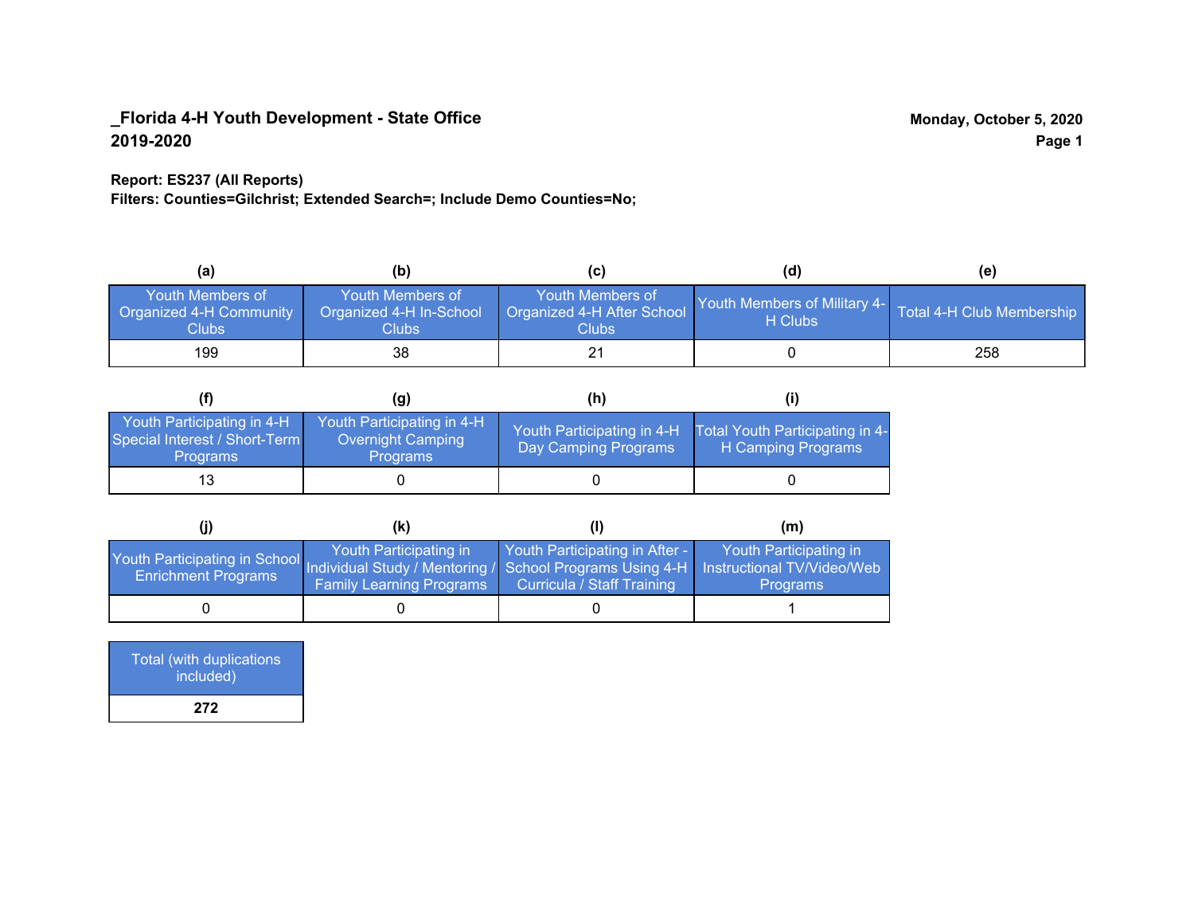**_Florida 4-H Youth Development - State Office**
**2019-2020**

**Monday, October 5, 2020**

**Report: ES237 (All Reports)**
**Filters: Counties=Gilchrist; Extended Search=; Include Demo Counties=No;**

| (a) | (b) | (c) | (d) | (e) |
|---|---|---|---|---|
| Youth Members of Organized 4-H Community Clubs | Youth Members of Organized 4-H In-School Clubs | Youth Members of Organized 4-H After School Clubs | Youth Members of Military 4-H Clubs | Total 4-H Club Membership |
| 199 | 38 | 21 | 0 | 258 |

| (f) | (g) | (h) | (i) |
|---|---|---|---|
| Youth Participating in 4-H Special Interest / Short-Term Programs | Youth Participating in 4-H Overnight Camping Programs | Youth Participating in 4-H Day Camping Programs | Total Youth Participating in 4-H Camping Programs |
| 13 | 0 | 0 | 0 |

| (j) | (k) | (l) | (m) |
|---|---|---|---|
| Youth Participating in School Enrichment Programs | Youth Participating in Individual Study / Mentoring / Family Learning Programs | Youth Participating in After - School Programs Using 4-H Curricula / Staff Training | Youth Participating in Instructional TV/Video/Web Programs |
| 0 | 0 | 0 | 1 |

| Total (with duplications included) |
|---|
| **272** |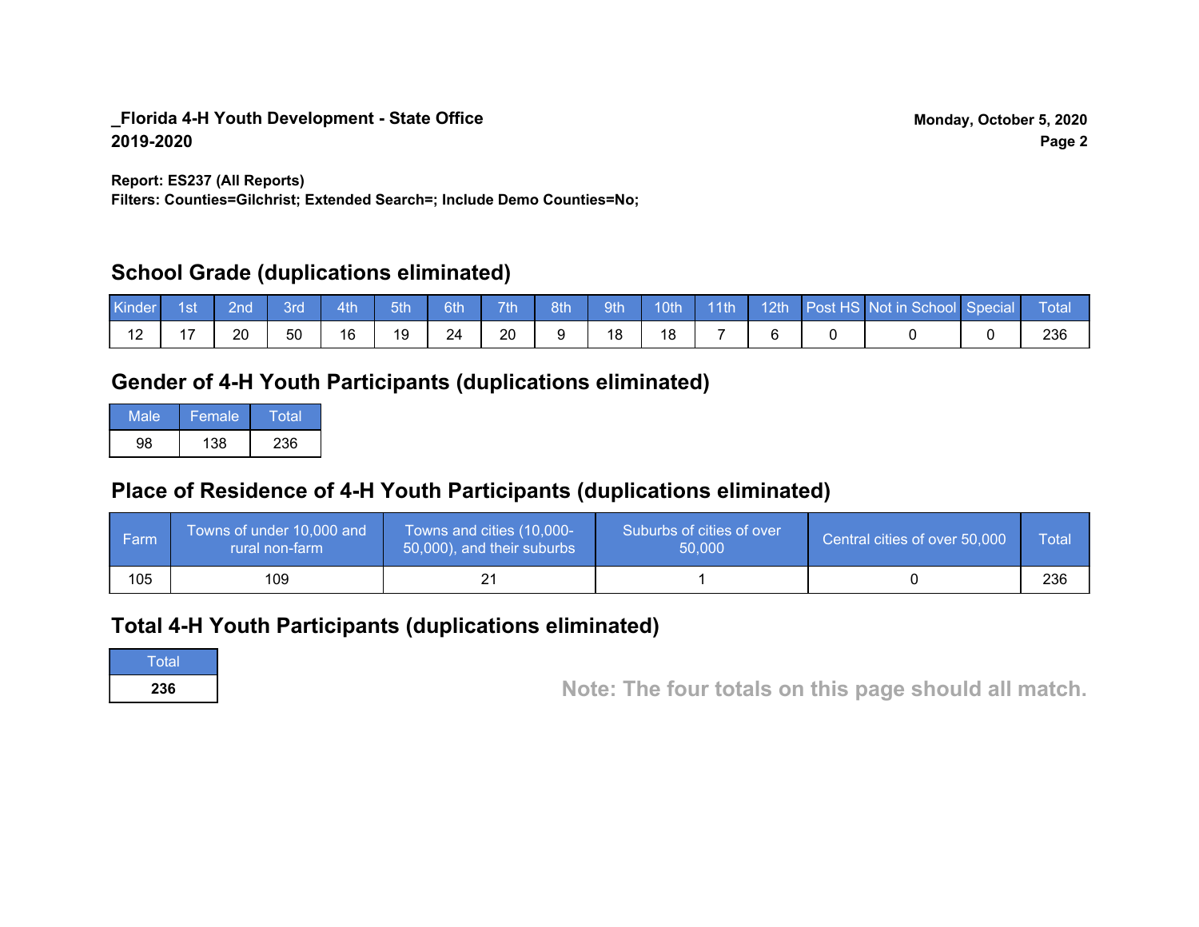**_Florida 4-H Youth Development - State Office**
**2019-2020**

**Monday, October 5, 2020**

**Report: ES237 (All Reports)**
**Filters: Counties=Gilchrist; Extended Search=; Include Demo Counties=No;**

## School Grade (duplications eliminated)

| Kinder | 1st | 2nd | 3rd | 4th | 5th | 6th | 7th | 8th | 9th | 10th | 11th | 12th | Post HS | Not in School | Special | Total |
|---|---|---|---|---|---|---|---|---|---|---|---|---|---|---|---|---|
| 12 | 17 | 20 | 50 | 16 | 19 | 24 | 20 | 9 | 18 | 18 | 7 | 6 | 0 | 0 | 0 | 236 |

## Gender of 4-H Youth Participants (duplications eliminated)

| Male | Female | Total |
|---|---|---|
| 98 | 138 | 236 |

## Place of Residence of 4-H Youth Participants (duplications eliminated)

| Farm | Towns of under 10,000 and rural non-farm | Towns and cities (10,000-50,000), and their suburbs | Suburbs of cities of over 50,000 | Central cities of over 50,000 | Total |
|---|---|---|---|---|---|
| 105 | 109 | 21 | 1 | 0 | 236 |

## Total 4-H Youth Participants (duplications eliminated)

| Total |
|---|
| **236** |

**Note: The four totals on this page should all match.**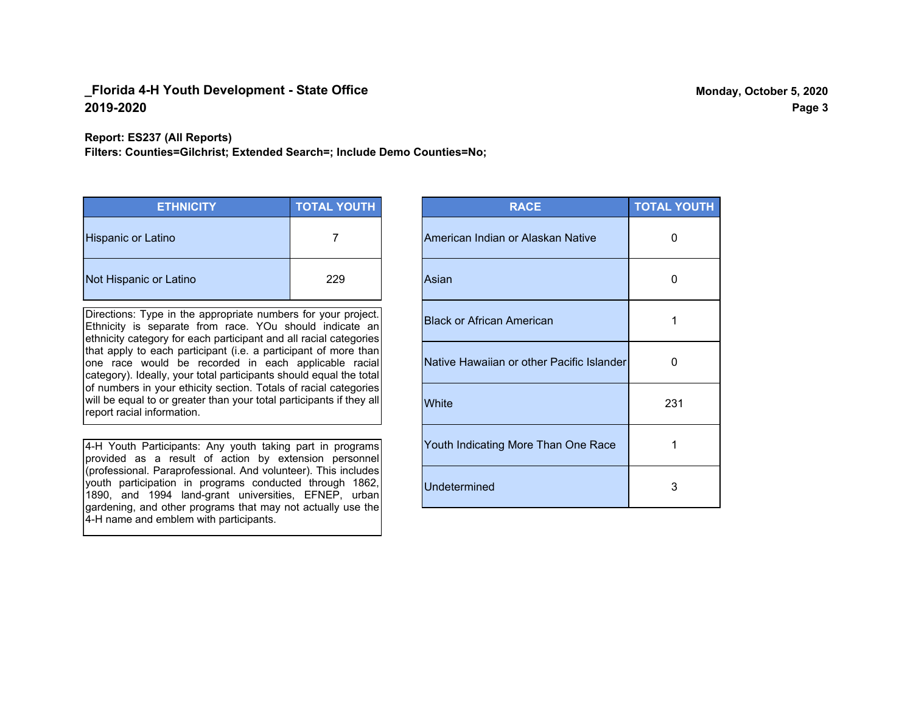**_Florida 4-H Youth Development - State Office**
**2019-2020**

**Monday, October 5, 2020**

**Report: ES237 (All Reports)**
**Filters: Counties=Gilchrist; Extended Search=; Include Demo Counties=No;**

| ETHNICITY | TOTAL YOUTH |
|---|---|
| Hispanic or Latino | 7 |
| Not Hispanic or Latino | 229 |

Directions: Type in the appropriate numbers for your project. Ethnicity is separate from race. YOu should indicate an ethnicity category for each participant and all racial categories that apply to each participant (i.e. a participant of more than one race would be recorded in each applicable racial category). Ideally, your total participants should equal the total of numbers in your ethicity section. Totals of racial categories will be equal to or greater than your total participants if they all report racial information.

4-H Youth Participants: Any youth taking part in programs provided as a result of action by extension personnel (professional. Paraprofessional. And volunteer). This includes youth participation in programs conducted through 1862, 1890, and 1994 land-grant universities, EFNEP, urban gardening, and other programs that may not actually use the 4-H name and emblem with participants.

| RACE | TOTAL YOUTH |
|---|---|
| American Indian or Alaskan Native | 0 |
| Asian | 0 |
| Black or African American | 1 |
| Native Hawaiian or other Pacific Islander | 0 |
| White | 231 |
| Youth Indicating More Than One Race | 1 |
| Undetermined | 3 |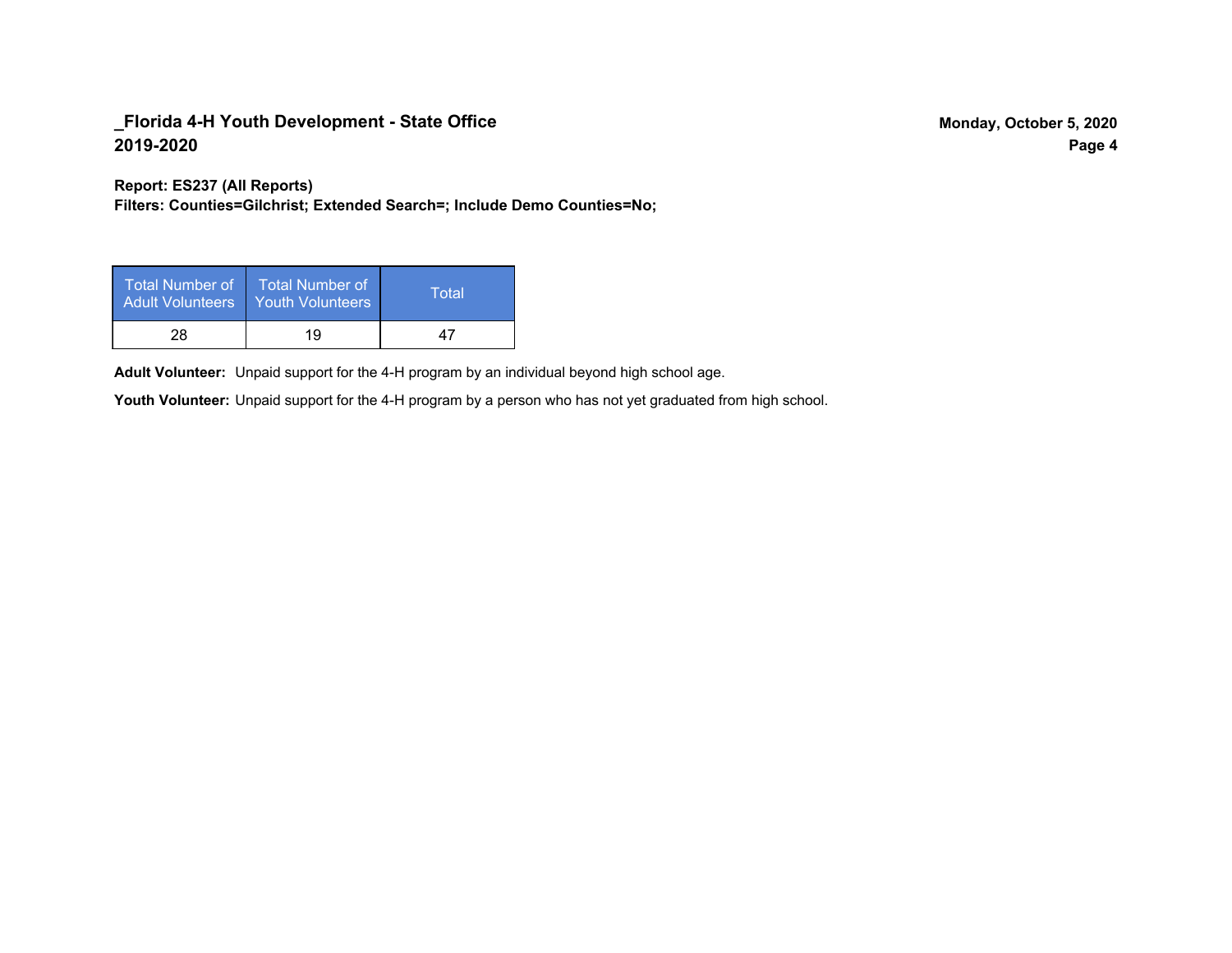**Report: ES237 (All Reports)**
**Filters: Counties=Gilchrist; Extended Search=; Include Demo Counties=No;**

| Total Number of Adult Volunteers | Total Number of Youth Volunteers | Total |
|---|---|---|
| 28 | 19 | 47 |

**Adult Volunteer:** Unpaid support for the 4-H program by an individual beyond high school age.

**Youth Volunteer:** Unpaid support for the 4-H program by a person who has not yet graduated from high school.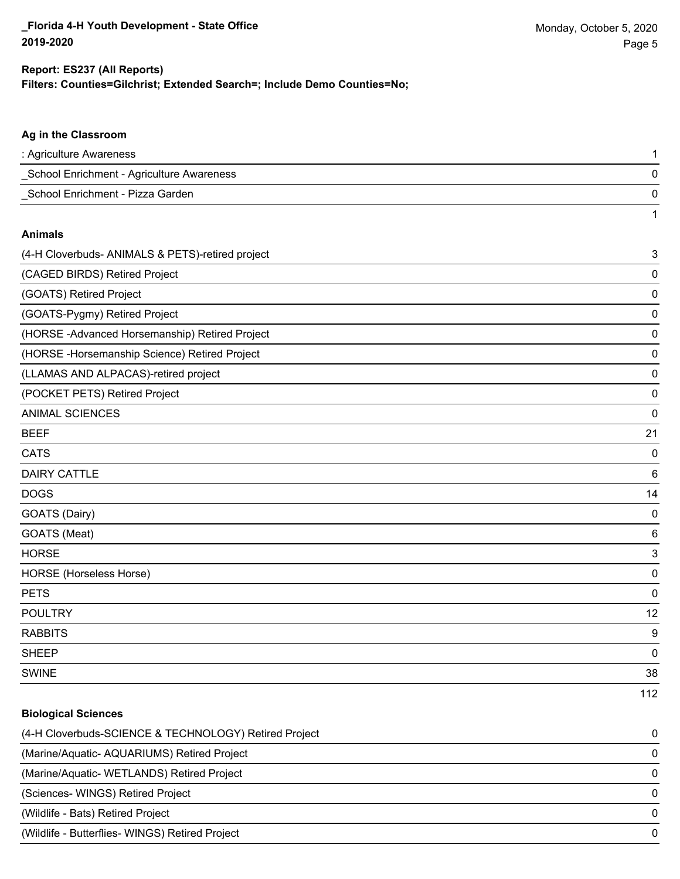**_Florida 4-H Youth Development - State Office**
**2019-2020**

**Report: ES237 (All Reports)**
**Filters: Counties=Gilchrist; Extended Search=; Include Demo Counties=No;**

### Ag in the Classroom

| Project | Count |
|---|---|
| : Agriculture Awareness | 1 |
| _School Enrichment - Agriculture Awareness | 0 |
| _School Enrichment - Pizza Garden | 0 |
| | 1 |

### Animals

| Project | Count |
|---|---|
| (4-H Cloverbuds- ANIMALS & PETS)-retired project | 3 |
| (CAGED BIRDS) Retired Project | 0 |
| (GOATS) Retired Project | 0 |
| (GOATS-Pygmy) Retired Project | 0 |
| (HORSE -Advanced Horsemanship) Retired Project | 0 |
| (HORSE -Horsemanship Science) Retired Project | 0 |
| (LLAMAS AND ALPACAS)-retired project | 0 |
| (POCKET PETS) Retired Project | 0 |
| ANIMAL SCIENCES | 0 |
| BEEF | 21 |
| CATS | 0 |
| DAIRY CATTLE | 6 |
| DOGS | 14 |
| GOATS (Dairy) | 0 |
| GOATS (Meat) | 6 |
| HORSE | 3 |
| HORSE (Horseless Horse) | 0 |
| PETS | 0 |
| POULTRY | 12 |
| RABBITS | 9 |
| SHEEP | 0 |
| SWINE | 38 |
| | 112 |

### Biological Sciences

| Project | Count |
|---|---|
| (4-H Cloverbuds-SCIENCE & TECHNOLOGY) Retired Project | 0 |
| (Marine/Aquatic- AQUARIUMS) Retired Project | 0 |
| (Marine/Aquatic- WETLANDS) Retired Project | 0 |
| (Sciences- WINGS) Retired Project | 0 |
| (Wildlife - Bats) Retired Project | 0 |
| (Wildlife - Butterflies- WINGS) Retired Project | 0 |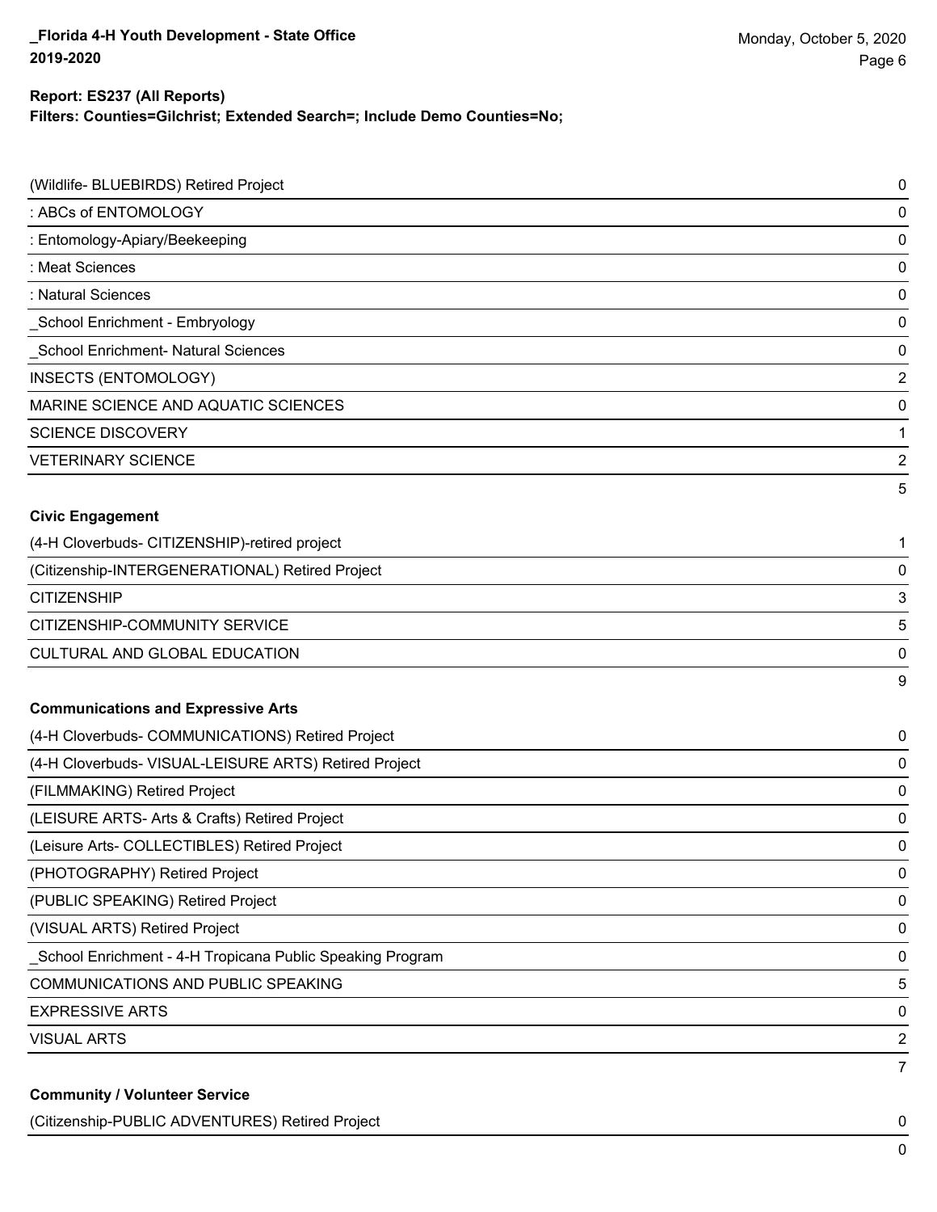**Report: ES237 (All Reports)**
**Filters: Counties=Gilchrist; Extended Search=; Include Demo Counties=No;**

| | |
|---|---|
| (Wildlife- BLUEBIRDS) Retired Project | 0 |
| : ABCs of ENTOMOLOGY | 0 |
| : Entomology-Apiary/Beekeeping | 0 |
| : Meat Sciences | 0 |
| : Natural Sciences | 0 |
| _School Enrichment - Embryology | 0 |
| _School Enrichment- Natural Sciences | 0 |
| INSECTS (ENTOMOLOGY) | 2 |
| MARINE SCIENCE AND AQUATIC SCIENCES | 0 |
| SCIENCE DISCOVERY | 1 |
| VETERINARY SCIENCE | 2 |
| | 5 |

**Civic Engagement**

| | |
|---|---|
| (4-H Cloverbuds- CITIZENSHIP)-retired project | 1 |
| (Citizenship-INTERGENERATIONAL) Retired Project | 0 |
| CITIZENSHIP | 3 |
| CITIZENSHIP-COMMUNITY SERVICE | 5 |
| CULTURAL AND GLOBAL EDUCATION | 0 |
| | 9 |

**Communications and Expressive Arts**

| | |
|---|---|
| (4-H Cloverbuds- COMMUNICATIONS) Retired Project | 0 |
| (4-H Cloverbuds- VISUAL-LEISURE ARTS) Retired Project | 0 |
| (FILMMAKING) Retired Project | 0 |
| (LEISURE ARTS- Arts & Crafts) Retired Project | 0 |
| (Leisure Arts- COLLECTIBLES) Retired Project | 0 |
| (PHOTOGRAPHY) Retired Project | 0 |
| (PUBLIC SPEAKING) Retired Project | 0 |
| (VISUAL ARTS) Retired Project | 0 |
| _School Enrichment - 4-H Tropicana Public Speaking Program | 0 |
| COMMUNICATIONS AND PUBLIC SPEAKING | 5 |
| EXPRESSIVE ARTS | 0 |
| VISUAL ARTS | 2 |
| | 7 |

**Community / Volunteer Service**

| | |
|---|---|
| (Citizenship-PUBLIC ADVENTURES) Retired Project | 0 |
| | 0 |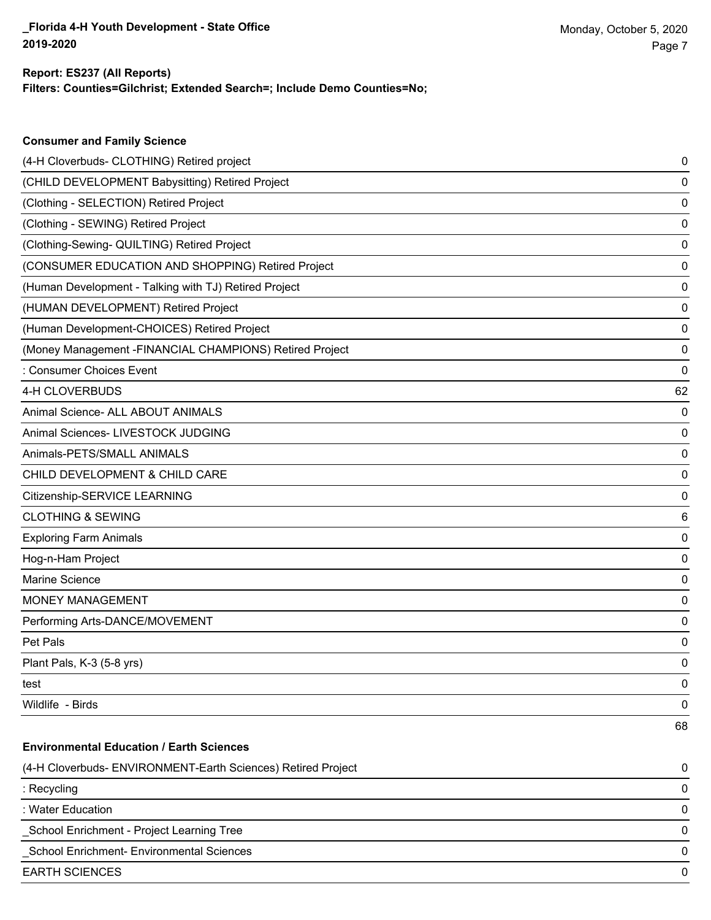**Report: ES237 (All Reports)**
**Filters: Counties=Gilchrist; Extended Search=; Include Demo Counties=No;**

### Consumer and Family Science

| | |
|---|---|
| (4-H Cloverbuds- CLOTHING) Retired project | 0 |
| (CHILD DEVELOPMENT Babysitting) Retired Project | 0 |
| (Clothing - SELECTION) Retired Project | 0 |
| (Clothing - SEWING) Retired Project | 0 |
| (Clothing-Sewing- QUILTING) Retired Project | 0 |
| (CONSUMER EDUCATION AND SHOPPING) Retired Project | 0 |
| (Human Development - Talking with TJ) Retired Project | 0 |
| (HUMAN DEVELOPMENT) Retired Project | 0 |
| (Human Development-CHOICES) Retired Project | 0 |
| (Money Management -FINANCIAL CHAMPIONS) Retired Project | 0 |
| : Consumer Choices Event | 0 |
| 4-H CLOVERBUDS | 62 |
| Animal Science- ALL ABOUT ANIMALS | 0 |
| Animal Sciences- LIVESTOCK JUDGING | 0 |
| Animals-PETS/SMALL ANIMALS | 0 |
| CHILD DEVELOPMENT & CHILD CARE | 0 |
| Citizenship-SERVICE LEARNING | 0 |
| CLOTHING & SEWING | 6 |
| Exploring Farm Animals | 0 |
| Hog-n-Ham Project | 0 |
| Marine Science | 0 |
| MONEY MANAGEMENT | 0 |
| Performing Arts-DANCE/MOVEMENT | 0 |
| Pet Pals | 0 |
| Plant Pals, K-3 (5-8 yrs) | 0 |
| test | 0 |
| Wildlife - Birds | 0 |
| | 68 |

### Environmental Education / Earth Sciences

| | |
|---|---|
| (4-H Cloverbuds- ENVIRONMENT-Earth Sciences) Retired Project | 0 |
| : Recycling | 0 |
| : Water Education | 0 |
| _School Enrichment - Project Learning Tree | 0 |
| _School Enrichment- Environmental Sciences | 0 |
| EARTH SCIENCES | 0 |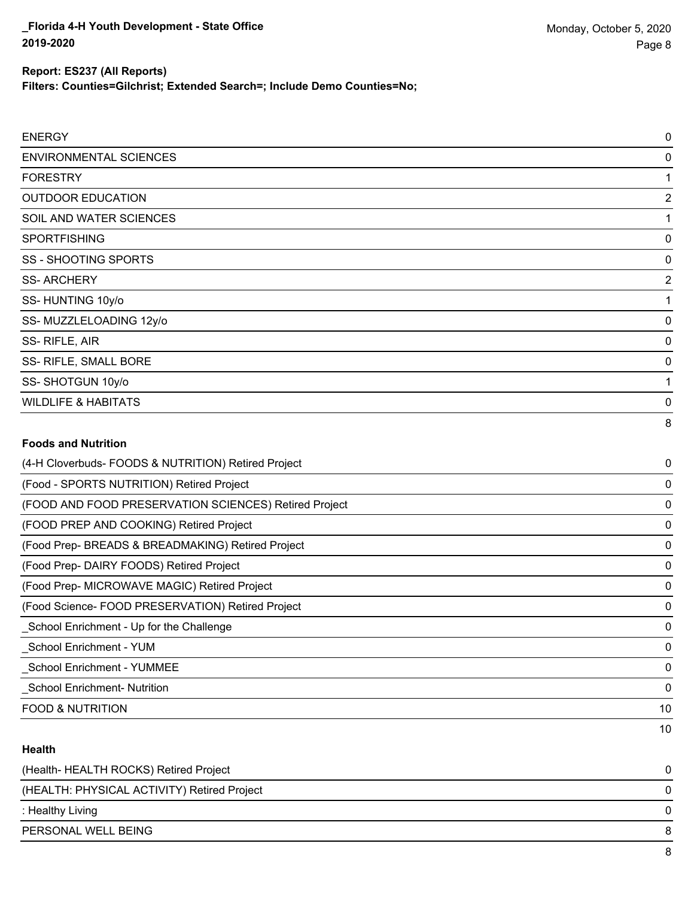**Report: ES237 (All Reports)**

**Filters: Counties=Gilchrist; Extended Search=; Include Demo Counties=No;**

| | |
|---|---|
| ENERGY | 0 |
| ENVIRONMENTAL SCIENCES | 0 |
| FORESTRY | 1 |
| OUTDOOR EDUCATION | 2 |
| SOIL AND WATER SCIENCES | 1 |
| SPORTFISHING | 0 |
| SS - SHOOTING SPORTS | 0 |
| SS- ARCHERY | 2 |
| SS- HUNTING 10y/o | 1 |
| SS- MUZZLELOADING 12y/o | 0 |
| SS- RIFLE, AIR | 0 |
| SS- RIFLE, SMALL BORE | 0 |
| SS- SHOTGUN 10y/o | 1 |
| WILDLIFE & HABITATS | 0 |
| | 8 |

**Foods and Nutrition**

| | |
|---|---|
| (4-H Cloverbuds- FOODS & NUTRITION) Retired Project | 0 |
| (Food - SPORTS NUTRITION) Retired Project | 0 |
| (FOOD AND FOOD PRESERVATION SCIENCES) Retired Project | 0 |
| (FOOD PREP AND COOKING) Retired Project | 0 |
| (Food Prep- BREADS & BREADMAKING) Retired Project | 0 |
| (Food Prep- DAIRY FOODS) Retired Project | 0 |
| (Food Prep- MICROWAVE MAGIC) Retired Project | 0 |
| (Food Science- FOOD PRESERVATION) Retired Project | 0 |
| _School Enrichment - Up for the Challenge | 0 |
| _School Enrichment - YUM | 0 |
| _School Enrichment - YUMMEE | 0 |
| _School Enrichment- Nutrition | 0 |
| FOOD & NUTRITION | 10 |
| | 10 |

**Health**

| | |
|---|---|
| (Health- HEALTH ROCKS) Retired Project | 0 |
| (HEALTH: PHYSICAL ACTIVITY) Retired Project | 0 |
| : Healthy Living | 0 |
| PERSONAL WELL BEING | 8 |
| | 8 |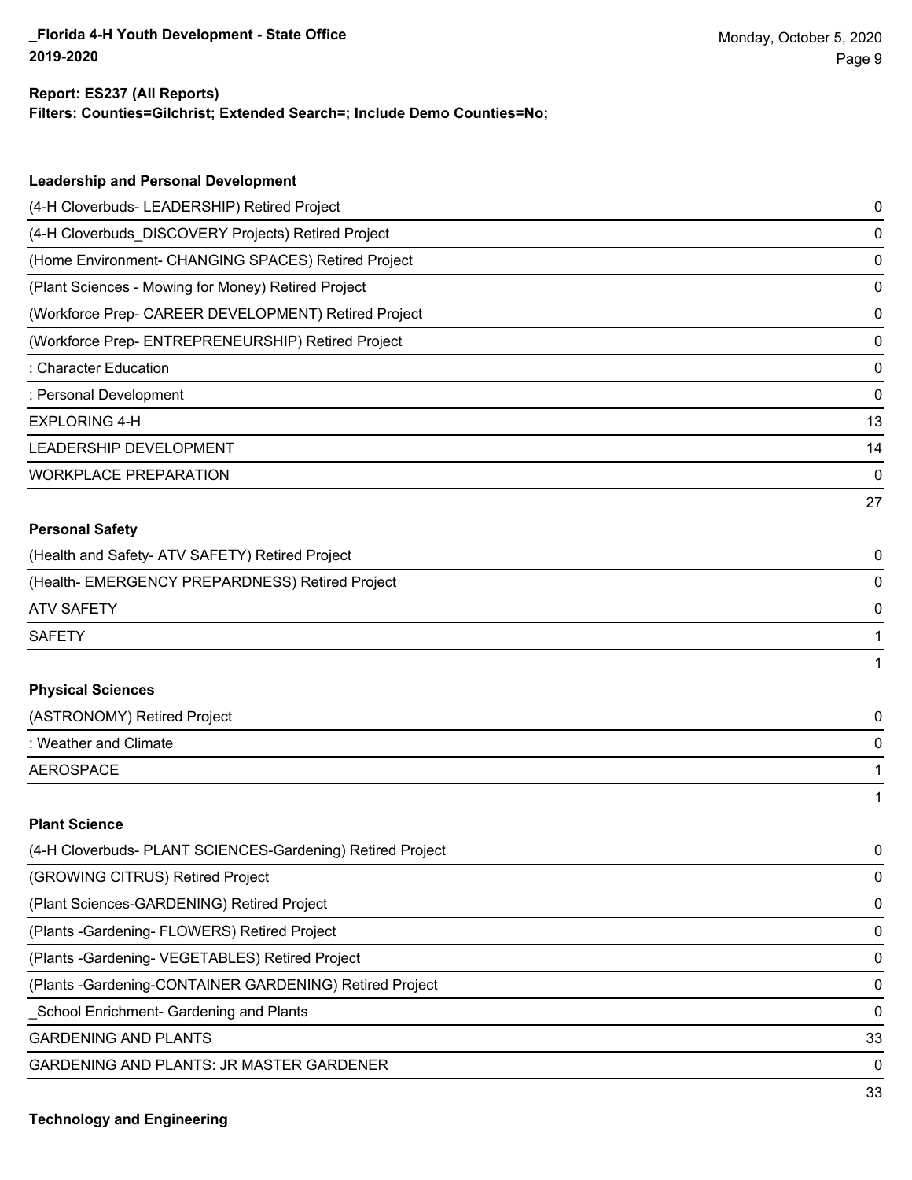**Report: ES237 (All Reports)**
**Filters: Counties=Gilchrist; Extended Search=; Include Demo Counties=No;**

### Leadership and Personal Development

| | |
|---|---|
| (4-H Cloverbuds- LEADERSHIP) Retired Project | 0 |
| (4-H Cloverbuds_DISCOVERY Projects) Retired Project | 0 |
| (Home Environment- CHANGING SPACES) Retired Project | 0 |
| (Plant Sciences - Mowing for Money) Retired Project | 0 |
| (Workforce Prep- CAREER DEVELOPMENT) Retired Project | 0 |
| (Workforce Prep- ENTREPRENEURSHIP) Retired Project | 0 |
| : Character Education | 0 |
| : Personal Development | 0 |
| EXPLORING 4-H | 13 |
| LEADERSHIP DEVELOPMENT | 14 |
| WORKPLACE PREPARATION | 0 |
| | 27 |

### Personal Safety

| | |
|---|---|
| (Health and Safety- ATV SAFETY) Retired Project | 0 |
| (Health- EMERGENCY PREPARDNESS) Retired Project | 0 |
| ATV SAFETY | 0 |
| SAFETY | 1 |
| | 1 |

### Physical Sciences

| | |
|---|---|
| (ASTRONOMY) Retired Project | 0 |
| : Weather and Climate | 0 |
| AEROSPACE | 1 |
| | 1 |

### Plant Science

| | |
|---|---|
| (4-H Cloverbuds- PLANT SCIENCES-Gardening) Retired Project | 0 |
| (GROWING CITRUS) Retired Project | 0 |
| (Plant Sciences-GARDENING) Retired Project | 0 |
| (Plants -Gardening- FLOWERS) Retired Project | 0 |
| (Plants -Gardening- VEGETABLES) Retired Project | 0 |
| (Plants -Gardening-CONTAINER GARDENING) Retired Project | 0 |
| _School Enrichment- Gardening and Plants | 0 |
| GARDENING AND PLANTS | 33 |
| GARDENING AND PLANTS: JR MASTER GARDENER | 0 |
| | 33 |

### Technology and Engineering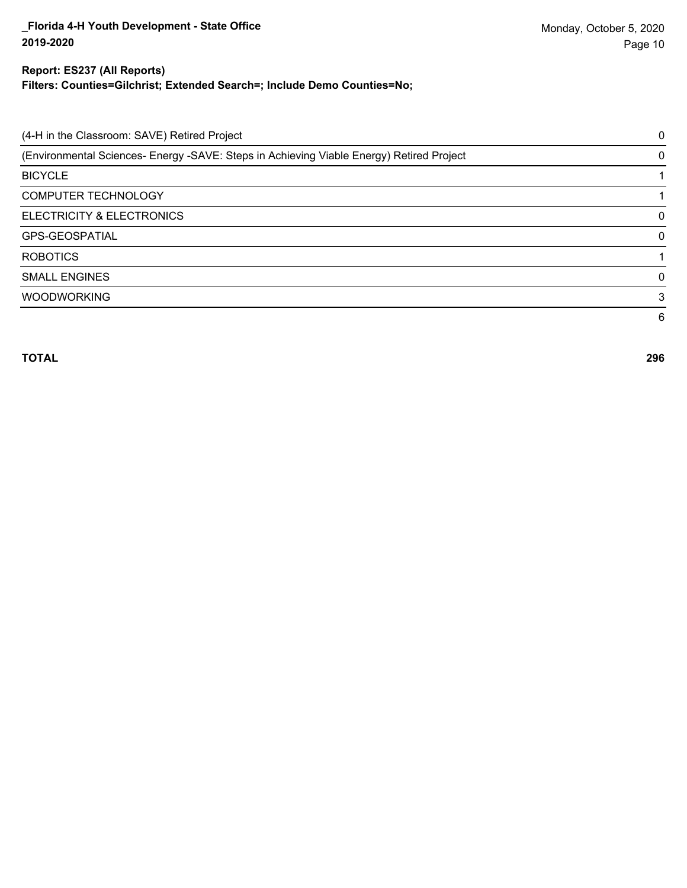**Report: ES237 (All Reports)**
**Filters: Counties=Gilchrist; Extended Search=; Include Demo Counties=No;**

| | |
|---|---|
| (4-H in the Classroom: SAVE) Retired Project | 0 |
| (Environmental Sciences- Energy -SAVE: Steps in Achieving Viable Energy) Retired Project | 0 |
| BICYCLE | 1 |
| COMPUTER TECHNOLOGY | 1 |
| ELECTRICITY & ELECTRONICS | 0 |
| GPS-GEOSPATIAL | 0 |
| ROBOTICS | 1 |
| SMALL ENGINES | 0 |
| WOODWORKING | 3 |
| | 6 |

| | |
|---|---|
| **TOTAL** | **296** |